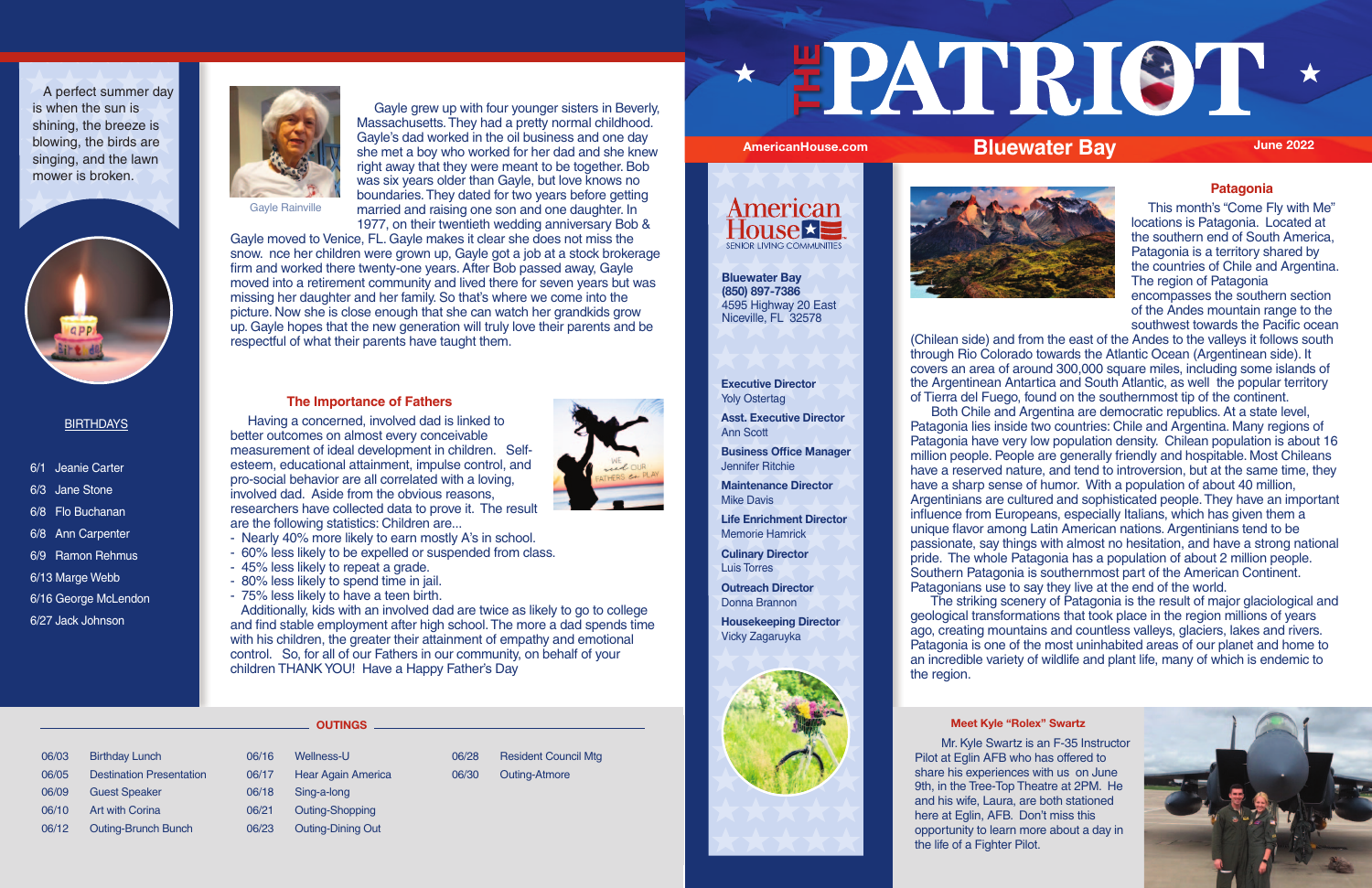# THE PATRIOT

AmericanHouse.com

## Bluewater Bay

June 2022

American House SENIOR LIVING COMMUNITIES

**Bluewater Bay**
**(850) 897-7386**
4595 Highway 20 East
Niceville, FL 32578

**Executive Director**
Yoly Ostertag

**Asst. Executive Director**
Ann Scott

**Business Office Manager**
Jennifer Ritchie

**Maintenance Director**
Mike Davis

**Life Enrichment Director**
Memorie Hamrick

**Culinary Director**
Luis Torres

**Outreach Director**
Donna Brannon

**Housekeeping Director**
Vicky Zagaruyka

### Patagonia

This month's "Come Fly with Me" locations is Patagonia. Located at the southern end of South America, Patagonia is a territory shared by the countries of Chile and Argentina. The region of Patagonia encompasses the southern section of the Andes mountain range to the southwest towards the Pacific ocean (Chilean side) and from the east of the Andes to the valleys it follows south through Rio Colorado towards the Atlantic Ocean (Argentinean side). It covers an area of around 300,000 square miles, including some islands of the Argentinean Antartica and South Atlantic, as well the popular territory of Tierra del Fuego, found on the southernmost tip of the continent.

Both Chile and Argentina are democratic republics. At a state level, Patagonia lies inside two countries: Chile and Argentina. Many regions of Patagonia have very low population density. Chilean population is about 16 million people. People are generally friendly and hospitable. Most Chileans have a reserved nature, and tend to introversion, but at the same time, they have a sharp sense of humor. With a population of about 40 million, Argentinians are cultured and sophisticated people. They have an important influence from Europeans, especially Italians, which has given them a unique flavor among Latin American nations. Argentinians tend to be passionate, say things with almost no hesitation, and have a strong national pride. The whole Patagonia has a population of about 2 million people. Southern Patagonia is southernmost part of the American Continent. Patagonians use to say they live at the end of the world.

The striking scenery of Patagonia is the result of major glaciological and geological transformations that took place in the region millions of years ago, creating mountains and countless valleys, glaciers, lakes and rivers. Patagonia is one of the most uninhabited areas of our planet and home to an incredible variety of wildlife and plant life, many of which is endemic to the region.

### Meet Kyle "Rolex" Swartz

Mr. Kyle Swartz is an F-35 Instructor Pilot at Eglin AFB who has offered to share his experiences with us on June 9th, in the Tree-Top Theatre at 2PM. He and his wife, Laura, are both stationed here at Eglin, AFB. Don't miss this opportunity to learn more about a day in the life of a Fighter Pilot.

---

A perfect summer day is when the sun is shining, the breeze is blowing, the birds are singing, and the lawn mower is broken.

### BIRTHDAYS

- 6/1 Jeanie Carter
- 6/3 Jane Stone
- 6/8 Flo Buchanan
- 6/8 Ann Carpenter
- 6/9 Ramon Rehmus
- 6/13 Marge Webb
- 6/16 George McLendon
- 6/27 Jack Johnson

Gayle Rainville

Gayle grew up with four younger sisters in Beverly, Massachusetts. They had a pretty normal childhood. Gayle's dad worked in the oil business and one day she met a boy who worked for her dad and she knew right away that they were meant to be together. Bob was six years older than Gayle, but love knows no boundaries. They dated for two years before getting married and raising one son and one daughter. In 1977, on their twentieth wedding anniversary Bob & Gayle moved to Venice, FL. Gayle makes it clear she does not miss the snow. nce her children were grown up, Gayle got a job at a stock brokerage firm and worked there twenty-one years. After Bob passed away, Gayle moved into a retirement community and lived there for seven years but was missing her daughter and her family. So that's where we come into the picture. Now she is close enough that she can watch her grandkids grow up. Gayle hopes that the new generation will truly love their parents and be respectful of what their parents have taught them.

### The Importance of Fathers

Having a concerned, involved dad is linked to better outcomes on almost every conceivable measurement of ideal development in children. Self-esteem, educational attainment, impulse control, and pro-social behavior are all correlated with a loving, involved dad. Aside from the obvious reasons, researchers have collected data to prove it. The result are the following statistics: Children are...

- Nearly 40% more likely to earn mostly A's in school.
- 60% less likely to be expelled or suspended from class.
- 45% less likely to repeat a grade.
- 80% less likely to spend time in jail.
- 75% less likely to have a teen birth.

Additionally, kids with an involved dad are twice as likely to go to college and find stable employment after high school. The more a dad spends time with his children, the greater their attainment of empathy and emotional control. So, for all of our Fathers in our community, on behalf of your children THANK YOU! Have a Happy Father's Day

### OUTINGS

| Date | Event | Date | Event | Date | Event |
|---|---|---|---|---|---|
| 06/03 | Birthday Lunch | 06/16 | Wellness-U | 06/28 | Resident Council Mtg |
| 06/05 | Destination Presentation | 06/17 | Hear Again America | 06/30 | Outing-Atmore |
| 06/09 | Guest Speaker | 06/18 | Sing-a-long | | |
| 06/10 | Art with Corina | 06/21 | Outing-Shopping | | |
| 06/12 | Outing-Brunch Bunch | 06/23 | Outing-Dining Out | | |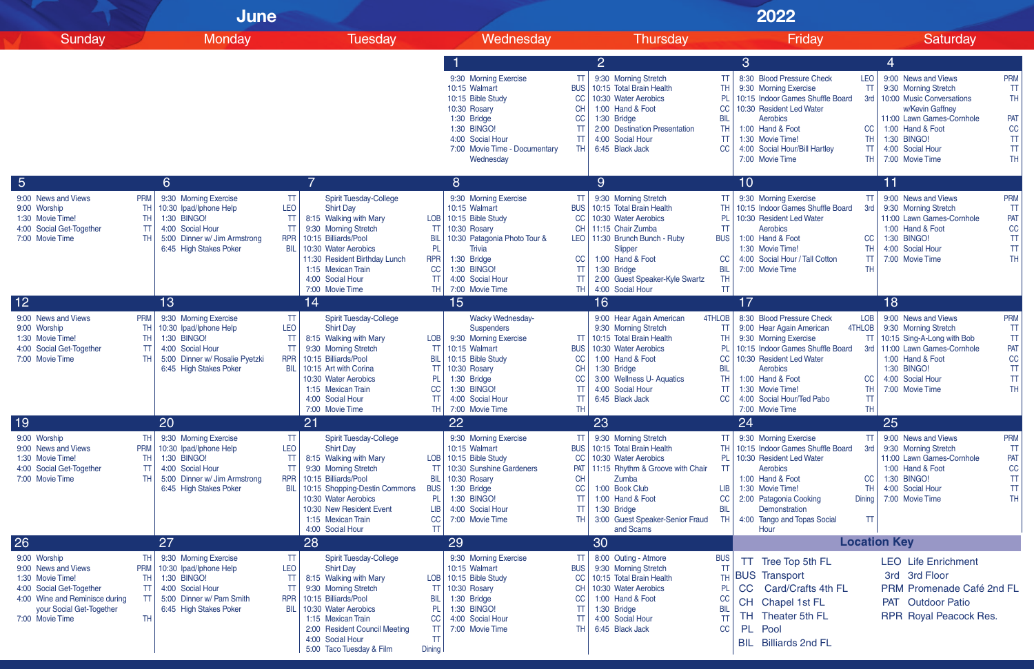# June 2022

| Sunday | Monday | Tuesday | Wednesday | Thursday | Friday | Saturday |
|---|---|---|---|---|---|---|
| | | | **1**<br>9:30 Morning Exercise TT<br>10:15 Walmart BUS<br>10:15 Bible Study CC<br>10:30 Rosary CH<br>1:30 Bridge CC<br>1:30 BINGO! TT<br>4:00 Social Hour TT<br>7:00 Movie Time - Documentary Wednesday TH | **2**<br>9:30 Morning Stretch TT<br>10:15 Total Brain Health TH<br>10:30 Water Aerobics PL<br>1:00 Hand & Foot CC<br>1:30 Bridge BIL<br>2:00 Destination Presentation TH<br>4:00 Social Hour TT<br>6:45 Black Jack CC | **3**<br>8:30 Blood Pressure Check LEO<br>9:30 Morning Exercise TT<br>10:15 Indoor Games Shuffle Board 3rd<br>10:30 Resident Led Water Aerobics<br>1:00 Hand & Foot CC<br>1:30 Movie Time! TH<br>4:00 Social Hour/Bill Hartley TT<br>7:00 Movie Time TH | **4**<br>9:00 News and Views PRM<br>9:30 Morning Stretch TT<br>10:00 Music Conversations w/Kevin Gaffney TH<br>11:00 Lawn Games-Cornhole PAT<br>1:00 Hand & Foot CC<br>1:30 BINGO! TT<br>4:00 Social Hour TT<br>7:00 Movie Time TH |
| **5**<br>9:00 News and Views PRM<br>9:00 Worship TH<br>1:30 Movie Time! TH<br>4:00 Social Get-Together TT<br>7:00 Movie Time TH | **6**<br>9:30 Morning Exercise TT<br>10:30 Ipad/Iphone Help LEO<br>1:30 BINGO! TT<br>4:00 Social Hour TT<br>5:00 Dinner w/ Jim Armstrong RPR<br>6:45 High Stakes Poker BIL | **7**<br>Spirit Tuesday-College Shirt Day<br>8:15 Walking with Mary LOB<br>9:30 Morning Stretch TT<br>10:15 Billiards/Pool BIL<br>10:30 Water Aerobics PL<br>11:30 Resident Birthday Lunch RPR<br>1:15 Mexican Train CC<br>4:00 Social Hour TT<br>7:00 Movie Time TH | **8**<br>9:30 Morning Exercise TT<br>10:15 Walmart BUS<br>10:15 Bible Study CC<br>10:30 Rosary CH<br>10:30 Patagonia Photo Tour & Trivia LEO<br>1:30 Bridge CC<br>1:30 BINGO! TT<br>4:00 Social Hour TT<br>7:00 Movie Time TH | **9**<br>9:30 Morning Stretch TT<br>10:15 Total Brain Health TH<br>10:30 Water Aerobics PL<br>11:15 Chair Zumba TT<br>11:30 Brunch Bunch - Ruby Slipper BUS<br>1:00 Hand & Foot CC<br>1:30 Bridge BIL<br>2:00 Guest Speaker-Kyle Swartz TH<br>4:00 Social Hour TT | **10**<br>9:30 Morning Exercise TT<br>10:15 Indoor Games Shuffle Board 3rd<br>10:30 Resident Led Water Aerobics<br>1:00 Hand & Foot CC<br>1:30 Movie Time! TH<br>4:00 Social Hour / Tall Cotton TT<br>7:00 Movie Time TH | **11**<br>9:00 News and Views PRM<br>9:30 Morning Stretch TT<br>11:00 Lawn Games-Cornhole PAT<br>1:00 Hand & Foot CC<br>1:30 BINGO! TT<br>4:00 Social Hour TT<br>7:00 Movie Time TH |
| **12**<br>9:00 News and Views PRM<br>9:00 Worship TH<br>1:30 Movie Time! TH<br>4:00 Social Get-Together TT<br>7:00 Movie Time TH | **13**<br>9:30 Morning Exercise TT<br>10:30 Ipad/Iphone Help LEO<br>1:30 BINGO! TT<br>4:00 Social Hour TT<br>5:00 Dinner w/ Rosalie Pyetzki RPR<br>6:45 High Stakes Poker BIL | **14**<br>Spirit Tuesday-College Shirt Day<br>8:15 Walking with Mary LOB<br>9:30 Morning Stretch TT<br>10:15 Billiards/Pool BIL<br>10:15 Art with Corina TT<br>10:30 Water Aerobics PL<br>1:15 Mexican Train CC<br>4:00 Social Hour TT<br>7:00 Movie Time TH | **15**<br>Wacky Wednesday-Suspenders<br>9:30 Morning Exercise TT<br>10:15 Walmart BUS<br>10:15 Bible Study CC<br>10:30 Rosary CH<br>1:30 Bridge CC<br>1:30 BINGO! TT<br>4:00 Social Hour TT<br>7:00 Movie Time TH | **16**<br>9:00 Hear Again American 4THLOB<br>9:30 Morning Stretch TT<br>10:15 Total Brain Health TH<br>10:30 Water Aerobics PL<br>1:00 Hand & Foot CC<br>1:30 Bridge BIL<br>3:00 Wellness U- Aquatics TH<br>4:00 Social Hour TT<br>6:45 Black Jack CC | **17**<br>8:30 Blood Pressure Check LOB<br>9:00 Hear Again American 4THLOB<br>9:30 Morning Exercise TT<br>10:15 Indoor Games Shuffle Board 3rd<br>10:30 Resident Led Water Aerobics<br>1:00 Hand & Foot CC<br>1:30 Movie Time! TH<br>4:00 Social Hour/Ted Pabo TT<br>7:00 Movie Time TH | **18**<br>9:00 News and Views PRM<br>9:30 Morning Stretch TT<br>10:15 Sing-A-Long with Bob TT<br>11:00 Lawn Games-Cornhole PAT<br>1:00 Hand & Foot CC<br>1:30 BINGO! TT<br>4:00 Social Hour TT<br>7:00 Movie Time TH |
| **19**<br>9:00 Worship TH<br>9:00 News and Views PRM<br>1:30 Movie Time! TH<br>4:00 Social Get-Together TT<br>7:00 Movie Time TH | **20**<br>9:30 Morning Exercise TT<br>10:30 Ipad/Iphone Help LEO<br>1:30 BINGO! TT<br>4:00 Social Hour TT<br>5:00 Dinner w/ Jim Armstrong RPR<br>6:45 High Stakes Poker BIL | **21**<br>Spirit Tuesday-College Shirt Day<br>8:15 Walking with Mary LOB<br>9:30 Morning Stretch TT<br>10:15 Billiards/Pool BIL<br>10:15 Shopping-Destin Commons BUS<br>10:30 Water Aerobics PL<br>10:30 New Resident Event LIB<br>1:15 Mexican Train CC<br>4:00 Social Hour TT | **22**<br>9:30 Morning Exercise TT<br>10:15 Walmart BUS<br>10:15 Bible Study CC<br>10:30 Sunshine Gardeners PAT<br>10:30 Rosary CH<br>1:30 Bridge CC<br>1:30 BINGO! TT<br>4:00 Social Hour TT<br>7:00 Movie Time TH | **23**<br>9:30 Morning Stretch TT<br>10:15 Total Brain Health TH<br>10:30 Water Aerobics PL<br>11:15 Rhythm & Groove with Chair Zumba TT<br>1:00 Book Club LIB<br>1:00 Hand & Foot CC<br>1:30 Bridge BIL<br>3:00 Guest Speaker-Senior Fraud and Scams TH | **24**<br>9:30 Morning Exercise TT<br>10:15 Indoor Games Shuffle Board 3rd<br>10:30 Resident Led Water Aerobics<br>1:00 Hand & Foot CC<br>1:30 Movie Time! TH<br>2:00 Patagonia Cooking Demonstration Dining<br>4:00 Tango and Topas Social Hour TT | **25**<br>9:00 News and Views PRM<br>9:30 Morning Stretch TT<br>11:00 Lawn Games-Cornhole PAT<br>1:00 Hand & Foot CC<br>1:30 BINGO! TT<br>4:00 Social Hour TT<br>7:00 Movie Time TH |
| **26**<br>9:00 Worship TH<br>9:00 News and Views PRM<br>1:30 Movie Time! TH<br>4:00 Social Get-Together TT<br>4:00 Wine and Reminisce during your Social Get-Together TT<br>7:00 Movie Time TH | **27**<br>9:30 Morning Exercise TT<br>10:30 Ipad/Iphone Help LEO<br>1:30 BINGO! TT<br>4:00 Social Hour TT<br>5:00 Dinner w/ Pam Smith RPR<br>6:45 High Stakes Poker BIL | **28**<br>Spirit Tuesday-College Shirt Day<br>8:15 Walking with Mary LOB<br>9:30 Morning Stretch TT<br>10:15 Billiards/Pool BIL<br>10:30 Water Aerobics PL<br>1:15 Mexican Train CC<br>2:00 Resident Council Meeting TT<br>4:00 Social Hour TT<br>5:00 Taco Tuesday & Film Dining | **29**<br>9:30 Morning Exercise TT<br>10:15 Walmart BUS<br>10:15 Bible Study CC<br>10:30 Rosary CH<br>1:30 Bridge CC<br>1:30 BINGO! TT<br>4:00 Social Hour TT<br>7:00 Movie Time TH | **30**<br>8:00 Outing - Atmore BUS<br>9:30 Morning Stretch TT<br>10:15 Total Brain Health TH<br>10:30 Water Aerobics PL<br>1:00 Hand & Foot CC<br>1:30 Bridge BIL<br>4:00 Social Hour TT<br>6:45 Black Jack CC | | |

## Location Key

- TT Tree Top 5th FL
- BUS Transport
- CC Card/Crafts 4th FL
- CH Chapel 1st FL
- TH Theater 5th FL
- PL Pool
- BIL Billiards 2nd FL
- LEO Life Enrichment
- 3rd 3rd Floor
- PRM Promenade Café 2nd FL
- PAT Outdoor Patio
- RPR Royal Peacock Res.